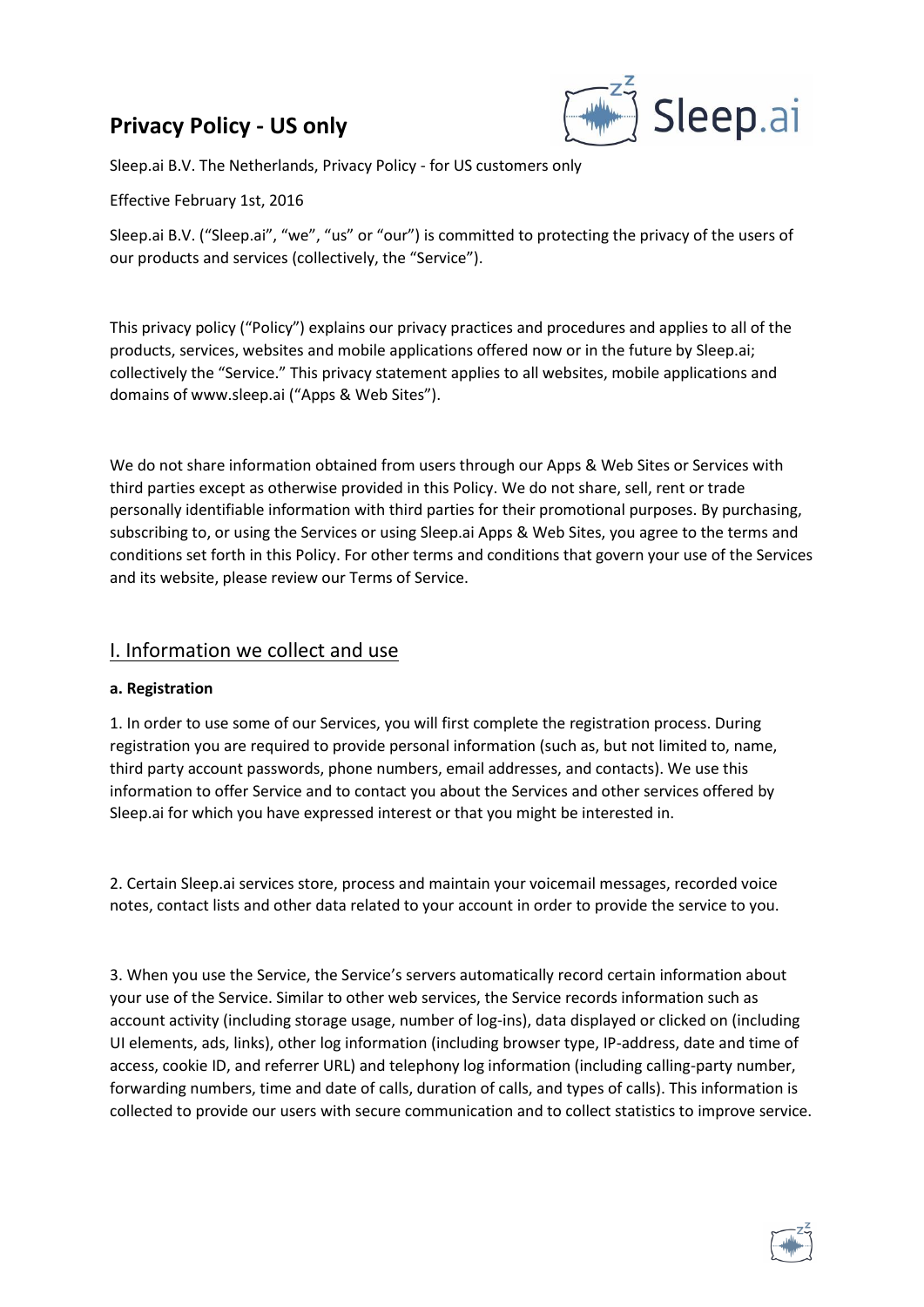# Privacy Policy - US only

Sleep.ai B.V. The Netherlands, Privacy Policy - for US customers only

Effective February 1st, 2016

Sleep.ai B.V. ("Sleep.ai", "we", "us" or "our") is committed to protecting the privacy of the users of our products and services (collectively, the "Service").

This privacy policy ("Policy") explains our privacy practices and procedures and applies to all of the products, services, websites and mobile applications offered now or in the future by Sleep.ai; collectively the "Service." This privacy statement applies to all websites, mobile applications and domains of www.sleep.ai ("Apps & Web Sites").

We do not share information obtained from users through our Apps & Web Sites or Services with third parties except as otherwise provided in this Policy. We do not share, sell, rent or trade personally identifiable information with third parties for their promotional purposes. By purchasing, subscribing to, or using the Services or using Sleep.ai Apps & Web Sites, you agree to the terms and conditions set forth in this Policy. For other terms and conditions that govern your use of the Services and its website, please review our Terms of Service.

## I. Information we collect and use

### a. Registration

1. In order to use some of our Services, you will first complete the registration process. During registration you are required to provide personal information (such as, but not limited to, name, third party account passwords, phone numbers, email addresses, and contacts). We use this information to offer Service and to contact you about the Services and other services offered by Sleep.ai for which you have expressed interest or that you might be interested in.

2. Certain Sleep.ai services store, process and maintain your voicemail messages, recorded voice notes, contact lists and other data related to your account in order to provide the service to you.

3. When you use the Service, the Service's servers automatically record certain information about your use of the Service. Similar to other web services, the Service records information such as account activity (including storage usage, number of log-ins), data displayed or clicked on (including UI elements, ads, links), other log information (including browser type, IP-address, date and time of access, cookie ID, and referrer URL) and telephony log information (including calling-party number, forwarding numbers, time and date of calls, duration of calls, and types of calls). This information is collected to provide our users with secure communication and to collect statistics to improve service.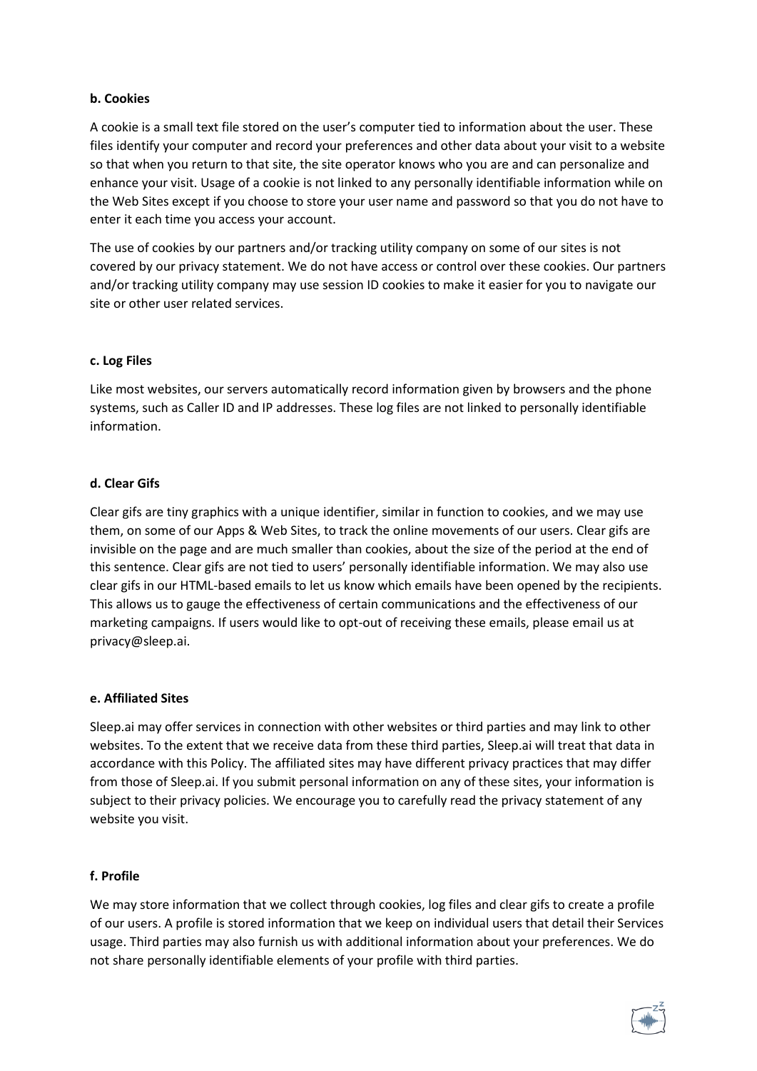**b. Cookies**

A cookie is a small text file stored on the user's computer tied to information about the user. These files identify your computer and record your preferences and other data about your visit to a website so that when you return to that site, the site operator knows who you are and can personalize and enhance your visit. Usage of a cookie is not linked to any personally identifiable information while on the Web Sites except if you choose to store your user name and password so that you do not have to enter it each time you access your account.

The use of cookies by our partners and/or tracking utility company on some of our sites is not covered by our privacy statement. We do not have access or control over these cookies. Our partners and/or tracking utility company may use session ID cookies to make it easier for you to navigate our site or other user related services.

**c. Log Files**

Like most websites, our servers automatically record information given by browsers and the phone systems, such as Caller ID and IP addresses. These log files are not linked to personally identifiable information.

**d. Clear Gifs**

Clear gifs are tiny graphics with a unique identifier, similar in function to cookies, and we may use them, on some of our Apps & Web Sites, to track the online movements of our users. Clear gifs are invisible on the page and are much smaller than cookies, about the size of the period at the end of this sentence. Clear gifs are not tied to users' personally identifiable information. We may also use clear gifs in our HTML-based emails to let us know which emails have been opened by the recipients. This allows us to gauge the effectiveness of certain communications and the effectiveness of our marketing campaigns. If users would like to opt-out of receiving these emails, please email us at privacy@sleep.ai.

**e. Affiliated Sites**

Sleep.ai may offer services in connection with other websites or third parties and may link to other websites. To the extent that we receive data from these third parties, Sleep.ai will treat that data in accordance with this Policy. The affiliated sites may have different privacy practices that may differ from those of Sleep.ai. If you submit personal information on any of these sites, your information is subject to their privacy policies. We encourage you to carefully read the privacy statement of any website you visit.

**f. Profile**

We may store information that we collect through cookies, log files and clear gifs to create a profile of our users. A profile is stored information that we keep on individual users that detail their Services usage. Third parties may also furnish us with additional information about your preferences. We do not share personally identifiable elements of your profile with third parties.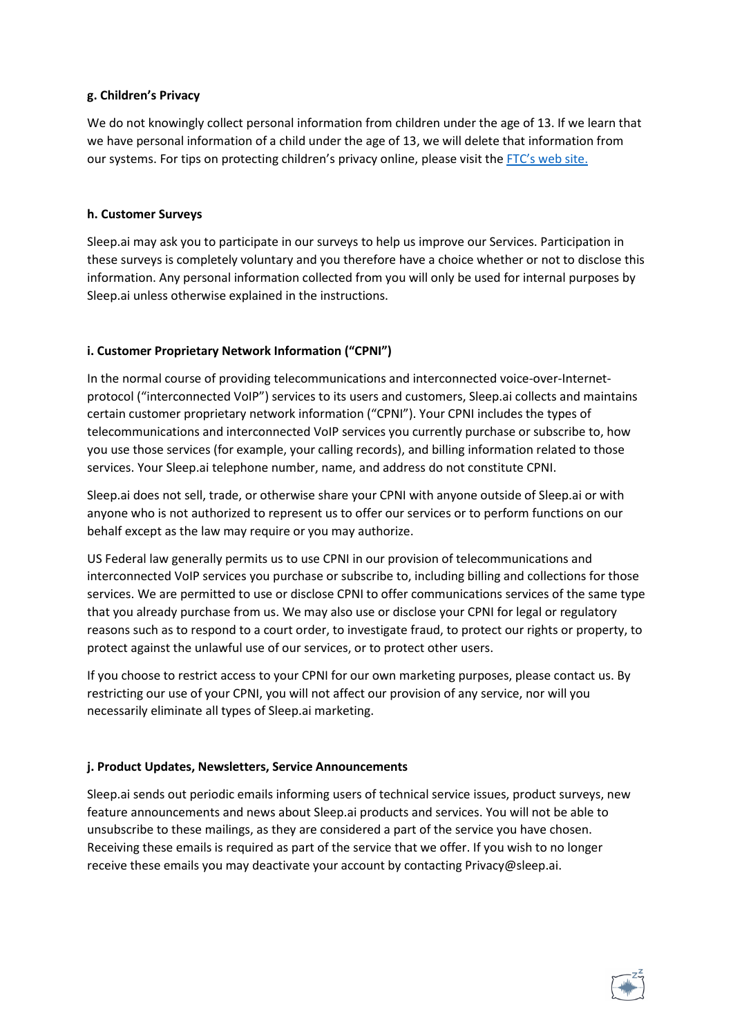#### g. Children's Privacy

We do not knowingly collect personal information from children under the age of 13. If we learn that we have personal information of a child under the age of 13, we will delete that information from our systems. For tips on protecting children's privacy online, please visit the FTC's web site.

#### h. Customer Surveys

Sleep.ai may ask you to participate in our surveys to help us improve our Services. Participation in these surveys is completely voluntary and you therefore have a choice whether or not to disclose this information. Any personal information collected from you will only be used for internal purposes by Sleep.ai unless otherwise explained in the instructions.

#### i. Customer Proprietary Network Information ("CPNI")

In the normal course of providing telecommunications and interconnected voice-over-Internet-protocol ("interconnected VoIP") services to its users and customers, Sleep.ai collects and maintains certain customer proprietary network information ("CPNI"). Your CPNI includes the types of telecommunications and interconnected VoIP services you currently purchase or subscribe to, how you use those services (for example, your calling records), and billing information related to those services. Your Sleep.ai telephone number, name, and address do not constitute CPNI.

Sleep.ai does not sell, trade, or otherwise share your CPNI with anyone outside of Sleep.ai or with anyone who is not authorized to represent us to offer our services or to perform functions on our behalf except as the law may require or you may authorize.

US Federal law generally permits us to use CPNI in our provision of telecommunications and interconnected VoIP services you purchase or subscribe to, including billing and collections for those services. We are permitted to use or disclose CPNI to offer communications services of the same type that you already purchase from us. We may also use or disclose your CPNI for legal or regulatory reasons such as to respond to a court order, to investigate fraud, to protect our rights or property, to protect against the unlawful use of our services, or to protect other users.

If you choose to restrict access to your CPNI for our own marketing purposes, please contact us. By restricting our use of your CPNI, you will not affect our provision of any service, nor will you necessarily eliminate all types of Sleep.ai marketing.

#### j. Product Updates, Newsletters, Service Announcements

Sleep.ai sends out periodic emails informing users of technical service issues, product surveys, new feature announcements and news about Sleep.ai products and services. You will not be able to unsubscribe to these mailings, as they are considered a part of the service you have chosen. Receiving these emails is required as part of the service that we offer. If you wish to no longer receive these emails you may deactivate your account by contacting Privacy@sleep.ai.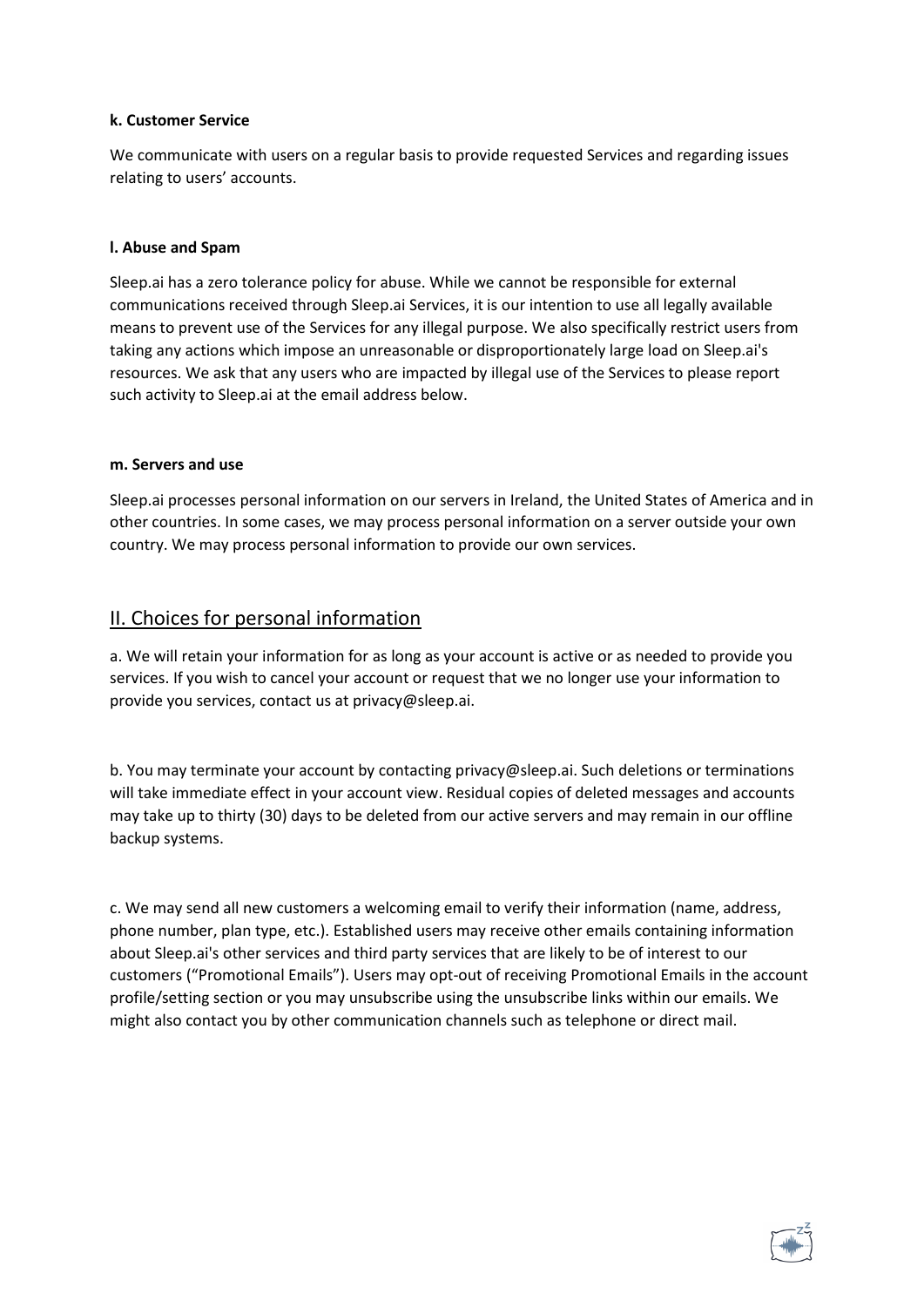**k. Customer Service**

We communicate with users on a regular basis to provide requested Services and regarding issues relating to users' accounts.

**l. Abuse and Spam**

Sleep.ai has a zero tolerance policy for abuse. While we cannot be responsible for external communications received through Sleep.ai Services, it is our intention to use all legally available means to prevent use of the Services for any illegal purpose. We also specifically restrict users from taking any actions which impose an unreasonable or disproportionately large load on Sleep.ai's resources. We ask that any users who are impacted by illegal use of the Services to please report such activity to Sleep.ai at the email address below.

**m. Servers and use**

Sleep.ai processes personal information on our servers in Ireland, the United States of America and in other countries. In some cases, we may process personal information on a server outside your own country. We may process personal information to provide our own services.

## II. Choices for personal information

a. We will retain your information for as long as your account is active or as needed to provide you services. If you wish to cancel your account or request that we no longer use your information to provide you services, contact us at privacy@sleep.ai.

b. You may terminate your account by contacting privacy@sleep.ai. Such deletions or terminations will take immediate effect in your account view. Residual copies of deleted messages and accounts may take up to thirty (30) days to be deleted from our active servers and may remain in our offline backup systems.

c. We may send all new customers a welcoming email to verify their information (name, address, phone number, plan type, etc.). Established users may receive other emails containing information about Sleep.ai's other services and third party services that are likely to be of interest to our customers ("Promotional Emails"). Users may opt-out of receiving Promotional Emails in the account profile/setting section or you may unsubscribe using the unsubscribe links within our emails. We might also contact you by other communication channels such as telephone or direct mail.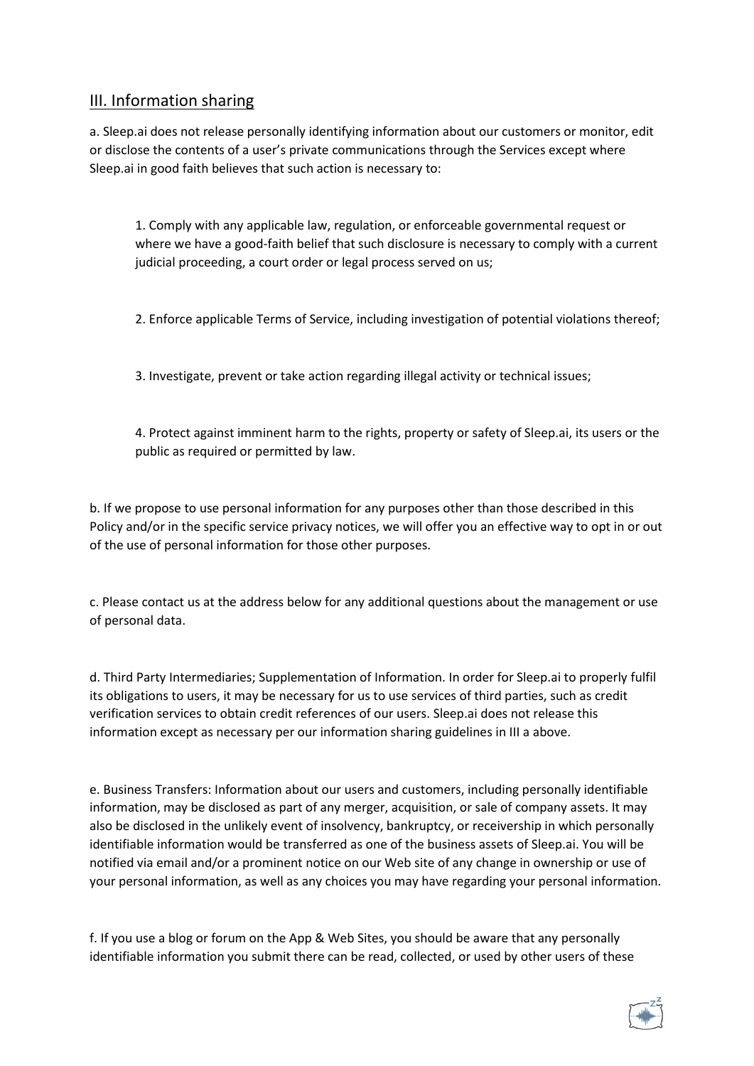## III. Information sharing

a. Sleep.ai does not release personally identifying information about our customers or monitor, edit or disclose the contents of a user's private communications through the Services except where Sleep.ai in good faith believes that such action is necessary to:

> 1. Comply with any applicable law, regulation, or enforceable governmental request or where we have a good-faith belief that such disclosure is necessary to comply with a current judicial proceeding, a court order or legal process served on us;
>
> 2. Enforce applicable Terms of Service, including investigation of potential violations thereof;
>
> 3. Investigate, prevent or take action regarding illegal activity or technical issues;
>
> 4. Protect against imminent harm to the rights, property or safety of Sleep.ai, its users or the public as required or permitted by law.

b. If we propose to use personal information for any purposes other than those described in this Policy and/or in the specific service privacy notices, we will offer you an effective way to opt in or out of the use of personal information for those other purposes.

c. Please contact us at the address below for any additional questions about the management or use of personal data.

d. Third Party Intermediaries; Supplementation of Information. In order for Sleep.ai to properly fulfil its obligations to users, it may be necessary for us to use services of third parties, such as credit verification services to obtain credit references of our users. Sleep.ai does not release this information except as necessary per our information sharing guidelines in III a above.

e. Business Transfers: Information about our users and customers, including personally identifiable information, may be disclosed as part of any merger, acquisition, or sale of company assets. It may also be disclosed in the unlikely event of insolvency, bankruptcy, or receivership in which personally identifiable information would be transferred as one of the business assets of Sleep.ai. You will be notified via email and/or a prominent notice on our Web site of any change in ownership or use of your personal information, as well as any choices you may have regarding your personal information.

f. If you use a blog or forum on the App & Web Sites, you should be aware that any personally identifiable information you submit there can be read, collected, or used by other users of these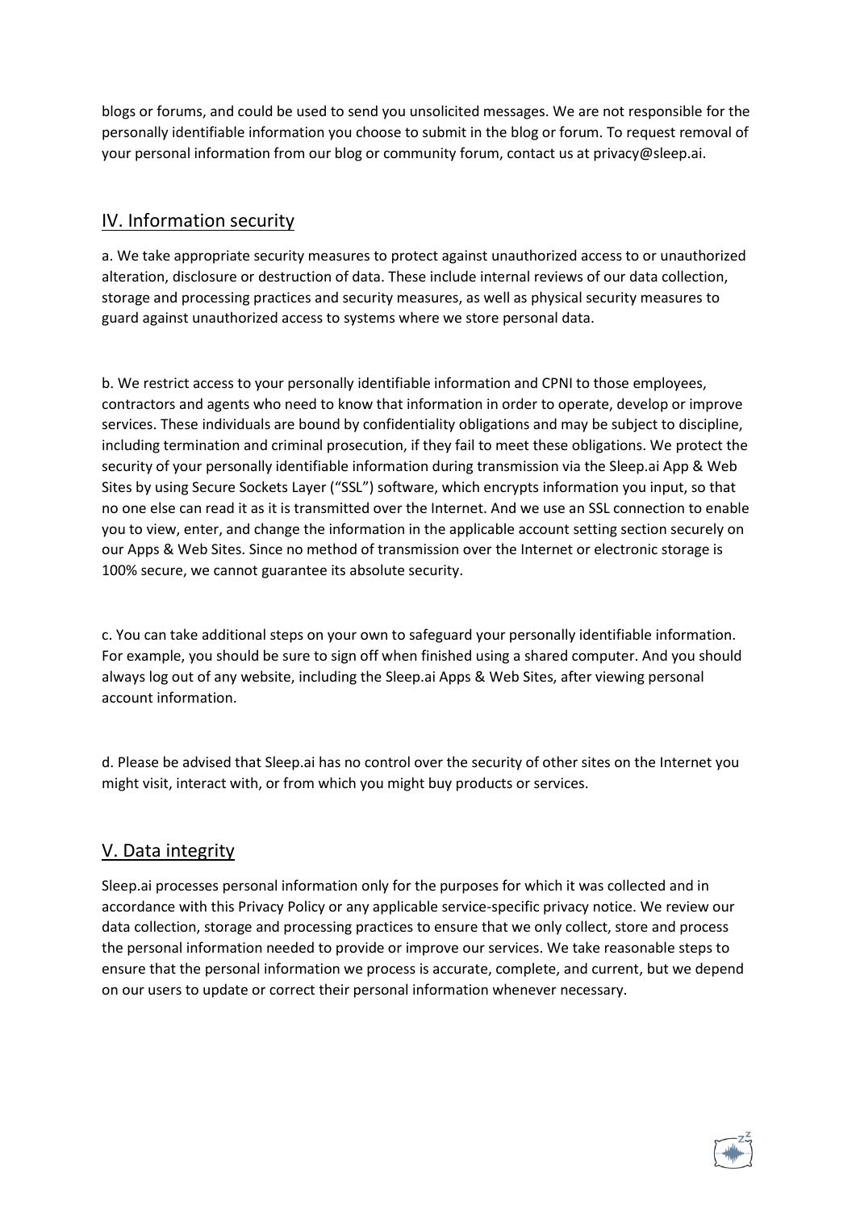blogs or forums, and could be used to send you unsolicited messages. We are not responsible for the personally identifiable information you choose to submit in the blog or forum. To request removal of your personal information from our blog or community forum, contact us at privacy@sleep.ai.

## IV. Information security

a. We take appropriate security measures to protect against unauthorized access to or unauthorized alteration, disclosure or destruction of data. These include internal reviews of our data collection, storage and processing practices and security measures, as well as physical security measures to guard against unauthorized access to systems where we store personal data.

b. We restrict access to your personally identifiable information and CPNI to those employees, contractors and agents who need to know that information in order to operate, develop or improve services. These individuals are bound by confidentiality obligations and may be subject to discipline, including termination and criminal prosecution, if they fail to meet these obligations. We protect the security of your personally identifiable information during transmission via the Sleep.ai App & Web Sites by using Secure Sockets Layer ("SSL") software, which encrypts information you input, so that no one else can read it as it is transmitted over the Internet. And we use an SSL connection to enable you to view, enter, and change the information in the applicable account setting section securely on our Apps & Web Sites. Since no method of transmission over the Internet or electronic storage is 100% secure, we cannot guarantee its absolute security.

c. You can take additional steps on your own to safeguard your personally identifiable information. For example, you should be sure to sign off when finished using a shared computer. And you should always log out of any website, including the Sleep.ai Apps & Web Sites, after viewing personal account information.

d. Please be advised that Sleep.ai has no control over the security of other sites on the Internet you might visit, interact with, or from which you might buy products or services.

## V. Data integrity

Sleep.ai processes personal information only for the purposes for which it was collected and in accordance with this Privacy Policy or any applicable service-specific privacy notice. We review our data collection, storage and processing practices to ensure that we only collect, store and process the personal information needed to provide or improve our services. We take reasonable steps to ensure that the personal information we process is accurate, complete, and current, but we depend on our users to update or correct their personal information whenever necessary.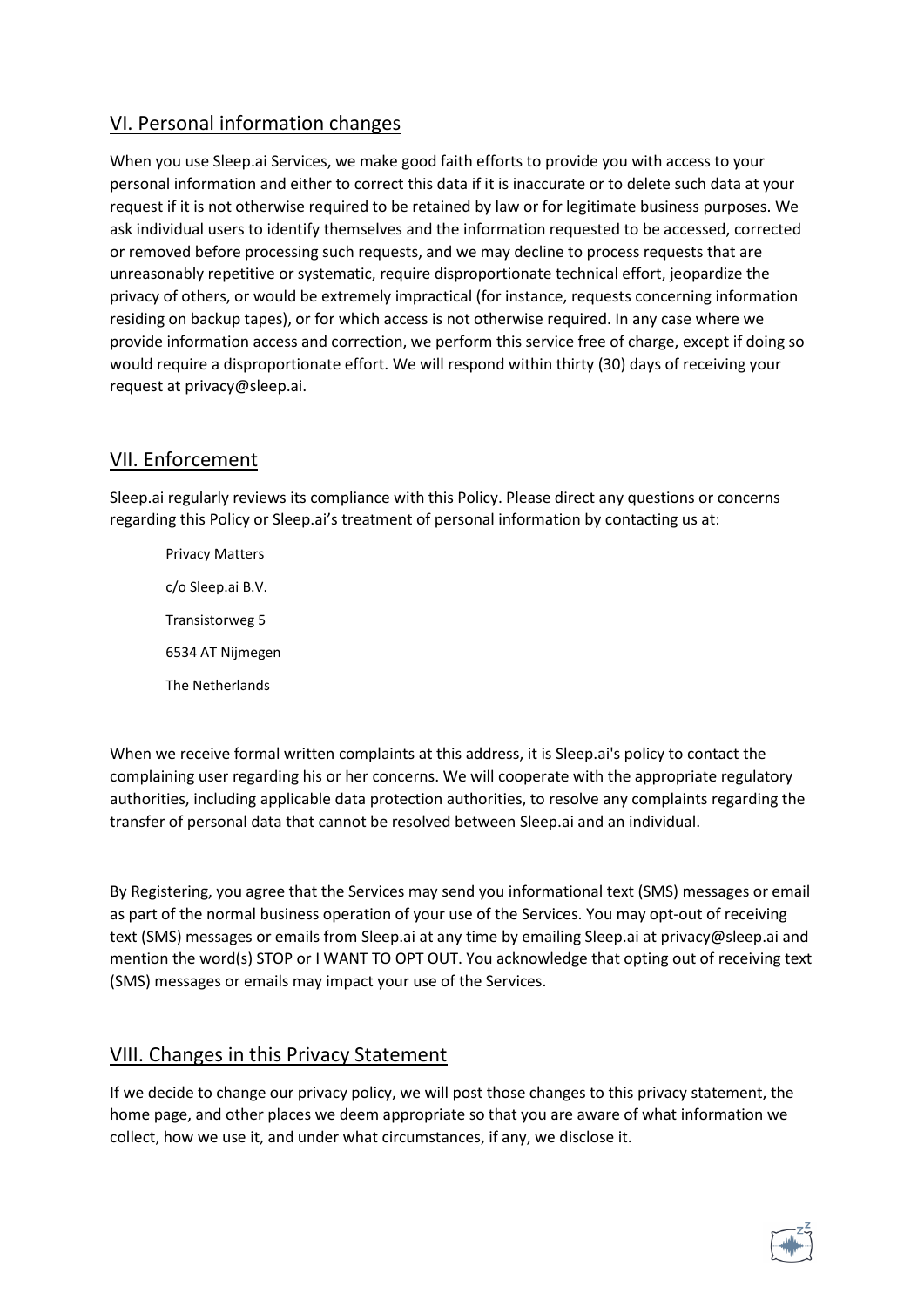## VI. Personal information changes

When you use Sleep.ai Services, we make good faith efforts to provide you with access to your personal information and either to correct this data if it is inaccurate or to delete such data at your request if it is not otherwise required to be retained by law or for legitimate business purposes. We ask individual users to identify themselves and the information requested to be accessed, corrected or removed before processing such requests, and we may decline to process requests that are unreasonably repetitive or systematic, require disproportionate technical effort, jeopardize the privacy of others, or would be extremely impractical (for instance, requests concerning information residing on backup tapes), or for which access is not otherwise required. In any case where we provide information access and correction, we perform this service free of charge, except if doing so would require a disproportionate effort. We will respond within thirty (30) days of receiving your request at privacy@sleep.ai.

## VII. Enforcement

Sleep.ai regularly reviews its compliance with this Policy. Please direct any questions or concerns regarding this Policy or Sleep.ai's treatment of personal information by contacting us at:

Privacy Matters
c/o Sleep.ai B.V.
Transistorweg 5
6534 AT Nijmegen
The Netherlands

When we receive formal written complaints at this address, it is Sleep.ai's policy to contact the complaining user regarding his or her concerns. We will cooperate with the appropriate regulatory authorities, including applicable data protection authorities, to resolve any complaints regarding the transfer of personal data that cannot be resolved between Sleep.ai and an individual.

By Registering, you agree that the Services may send you informational text (SMS) messages or email as part of the normal business operation of your use of the Services. You may opt-out of receiving text (SMS) messages or emails from Sleep.ai at any time by emailing Sleep.ai at privacy@sleep.ai and mention the word(s) STOP or I WANT TO OPT OUT. You acknowledge that opting out of receiving text (SMS) messages or emails may impact your use of the Services.

## VIII. Changes in this Privacy Statement

If we decide to change our privacy policy, we will post those changes to this privacy statement, the home page, and other places we deem appropriate so that you are aware of what information we collect, how we use it, and under what circumstances, if any, we disclose it.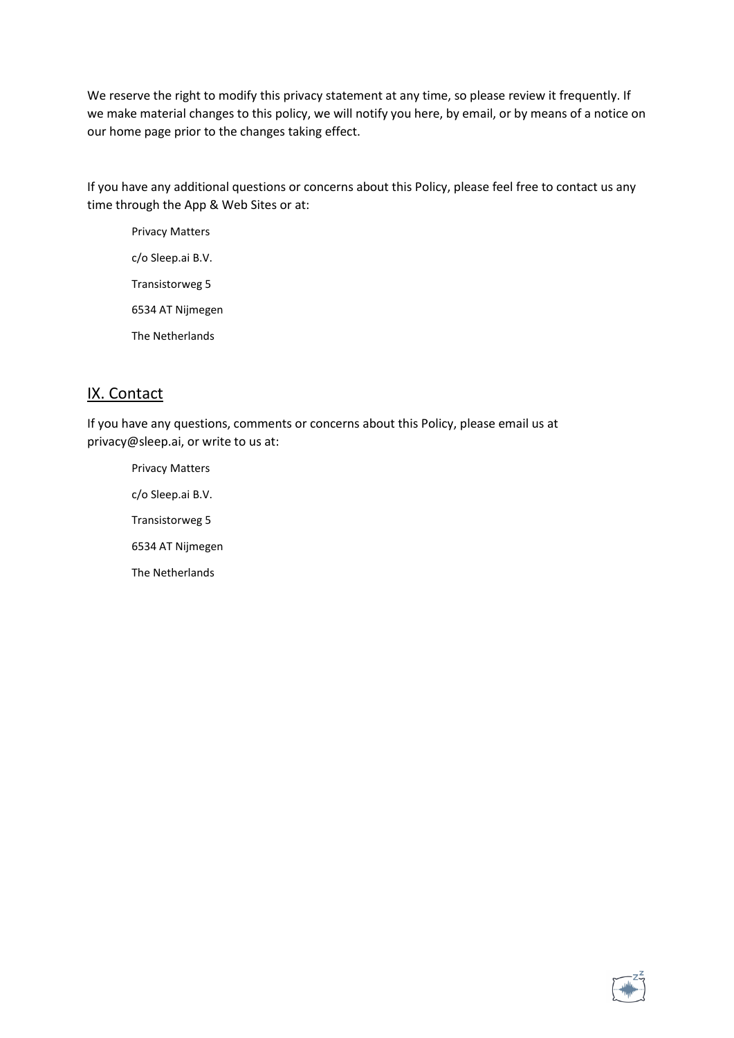We reserve the right to modify this privacy statement at any time, so please review it frequently. If we make material changes to this policy, we will notify you here, by email, or by means of a notice on our home page prior to the changes taking effect.

If you have any additional questions or concerns about this Policy, please feel free to contact us any time through the App & Web Sites or at:

Privacy Matters

c/o Sleep.ai B.V.

Transistorweg 5

6534 AT Nijmegen

The Netherlands

## IX. Contact

If you have any questions, comments or concerns about this Policy, please email us at privacy@sleep.ai, or write to us at:

Privacy Matters

c/o Sleep.ai B.V.

Transistorweg 5

6534 AT Nijmegen

The Netherlands